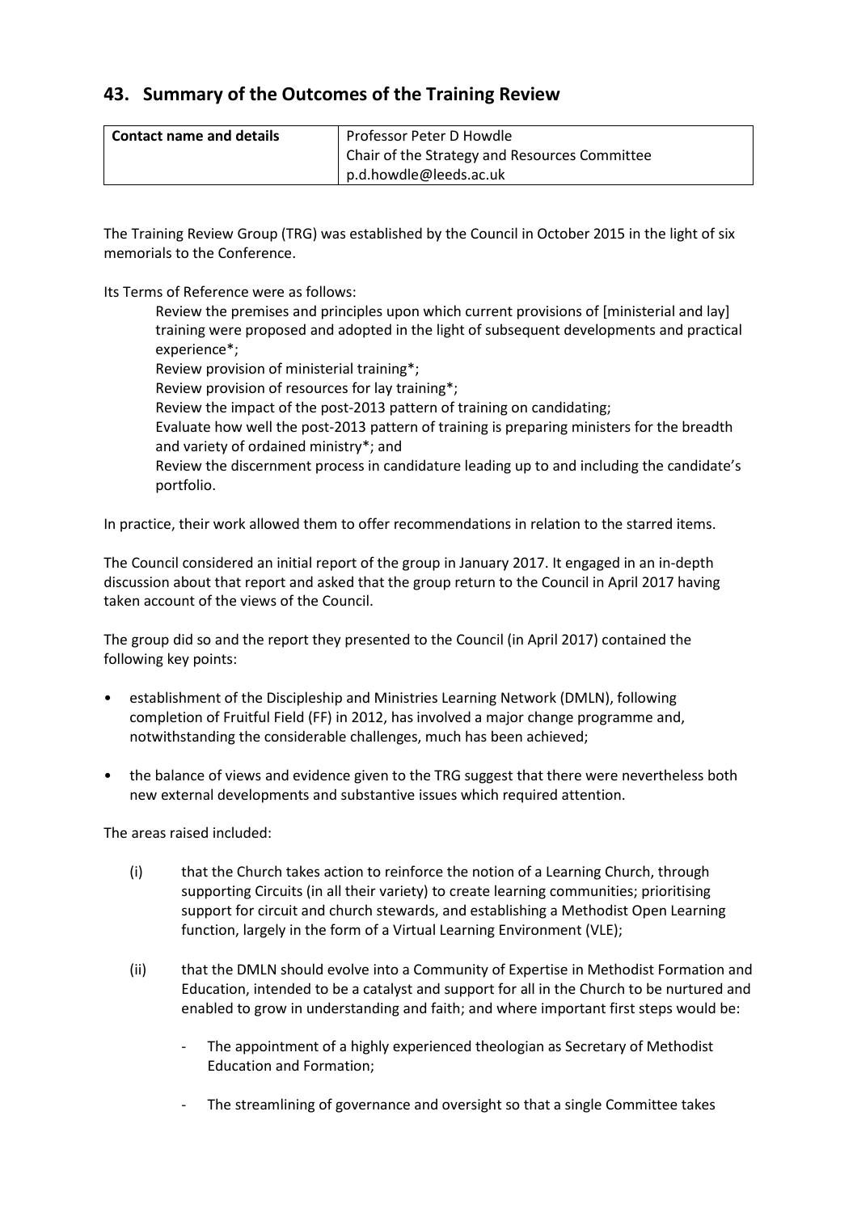## 43. Summary of the Outcomes of the Training Review

| Contact name and details | Professor Peter D Howdle<br>Chair of the Strategy and Resources Committee<br>p.d.howdle@leeds.ac.uk |
|---|---|

The Training Review Group (TRG) was established by the Council in October 2015 in the light of six memorials to the Conference.

Its Terms of Reference were as follows:

> Review the premises and principles upon which current provisions of [ministerial and lay] training were proposed and adopted in the light of subsequent developments and practical experience*;
> Review provision of ministerial training*;
> Review provision of resources for lay training*;
> Review the impact of the post-2013 pattern of training on candidating;
> Evaluate how well the post-2013 pattern of training is preparing ministers for the breadth and variety of ordained ministry*; and
> Review the discernment process in candidature leading up to and including the candidate's portfolio.

In practice, their work allowed them to offer recommendations in relation to the starred items.

The Council considered an initial report of the group in January 2017. It engaged in an in-depth discussion about that report and asked that the group return to the Council in April 2017 having taken account of the views of the Council.

The group did so and the report they presented to the Council (in April 2017) contained the following key points:

- establishment of the Discipleship and Ministries Learning Network (DMLN), following completion of Fruitful Field (FF) in 2012, has involved a major change programme and, notwithstanding the considerable challenges, much has been achieved;
- the balance of views and evidence given to the TRG suggest that there were nevertheless both new external developments and substantive issues which required attention.

The areas raised included:

(i) that the Church takes action to reinforce the notion of a Learning Church, through supporting Circuits (in all their variety) to create learning communities; prioritising support for circuit and church stewards, and establishing a Methodist Open Learning function, largely in the form of a Virtual Learning Environment (VLE);

(ii) that the DMLN should evolve into a Community of Expertise in Methodist Formation and Education, intended to be a catalyst and support for all in the Church to be nurtured and enabled to grow in understanding and faith; and where important first steps would be:

- The appointment of a highly experienced theologian as Secretary of Methodist Education and Formation;
- The streamlining of governance and oversight so that a single Committee takes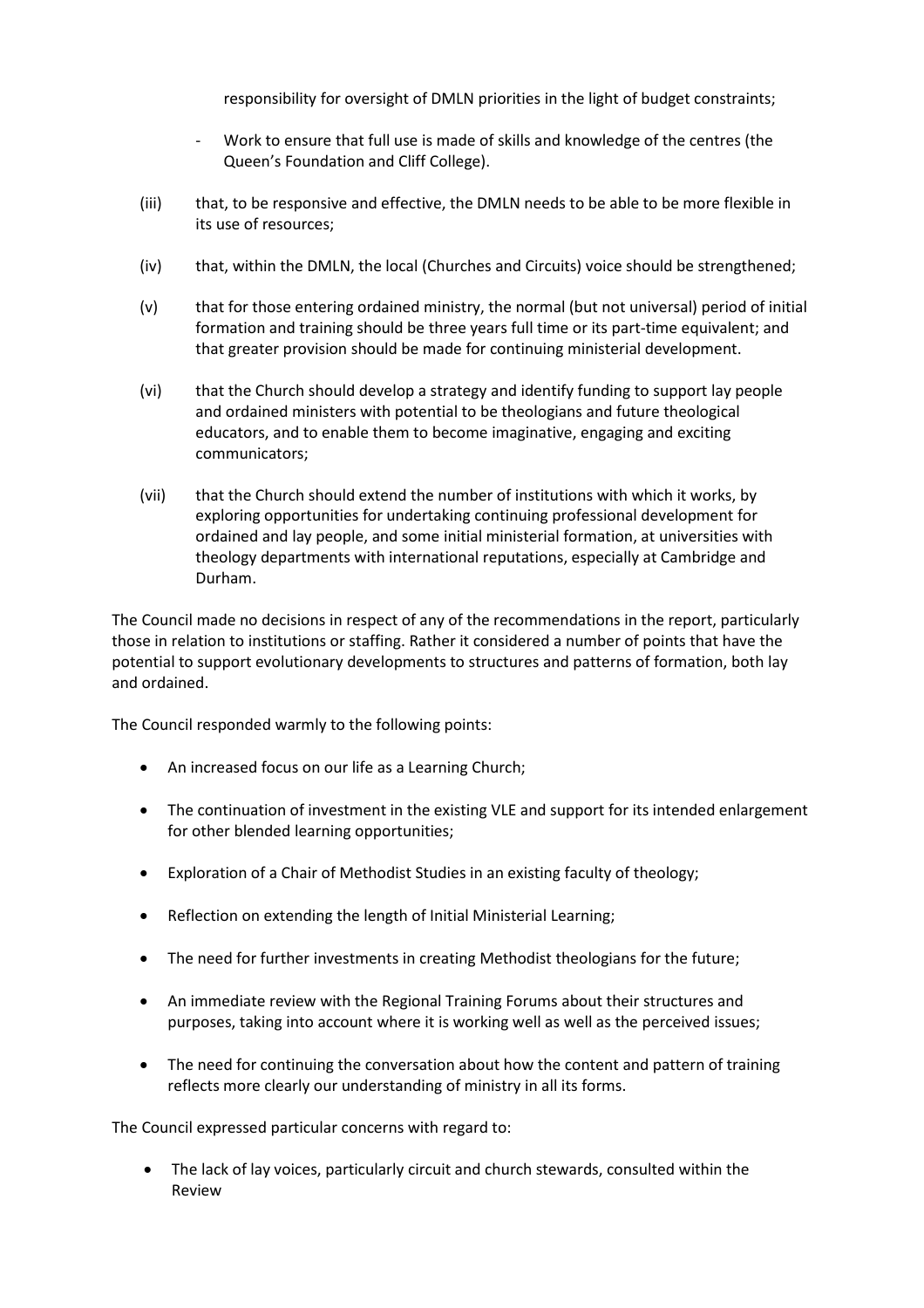responsibility for oversight of DMLN priorities in the light of budget constraints;

- Work to ensure that full use is made of skills and knowledge of the centres (the Queen's Foundation and Cliff College).

(iii) that, to be responsive and effective, the DMLN needs to be able to be more flexible in its use of resources;

(iv) that, within the DMLN, the local (Churches and Circuits) voice should be strengthened;

(v) that for those entering ordained ministry, the normal (but not universal) period of initial formation and training should be three years full time or its part-time equivalent; and that greater provision should be made for continuing ministerial development.

(vi) that the Church should develop a strategy and identify funding to support lay people and ordained ministers with potential to be theologians and future theological educators, and to enable them to become imaginative, engaging and exciting communicators;

(vii) that the Church should extend the number of institutions with which it works, by exploring opportunities for undertaking continuing professional development for ordained and lay people, and some initial ministerial formation, at universities with theology departments with international reputations, especially at Cambridge and Durham.

The Council made no decisions in respect of any of the recommendations in the report, particularly those in relation to institutions or staffing. Rather it considered a number of points that have the potential to support evolutionary developments to structures and patterns of formation, both lay and ordained.

The Council responded warmly to the following points:

- An increased focus on our life as a Learning Church;
- The continuation of investment in the existing VLE and support for its intended enlargement for other blended learning opportunities;
- Exploration of a Chair of Methodist Studies in an existing faculty of theology;
- Reflection on extending the length of Initial Ministerial Learning;
- The need for further investments in creating Methodist theologians for the future;
- An immediate review with the Regional Training Forums about their structures and purposes, taking into account where it is working well as well as the perceived issues;
- The need for continuing the conversation about how the content and pattern of training reflects more clearly our understanding of ministry in all its forms.

The Council expressed particular concerns with regard to:

- The lack of lay voices, particularly circuit and church stewards, consulted within the Review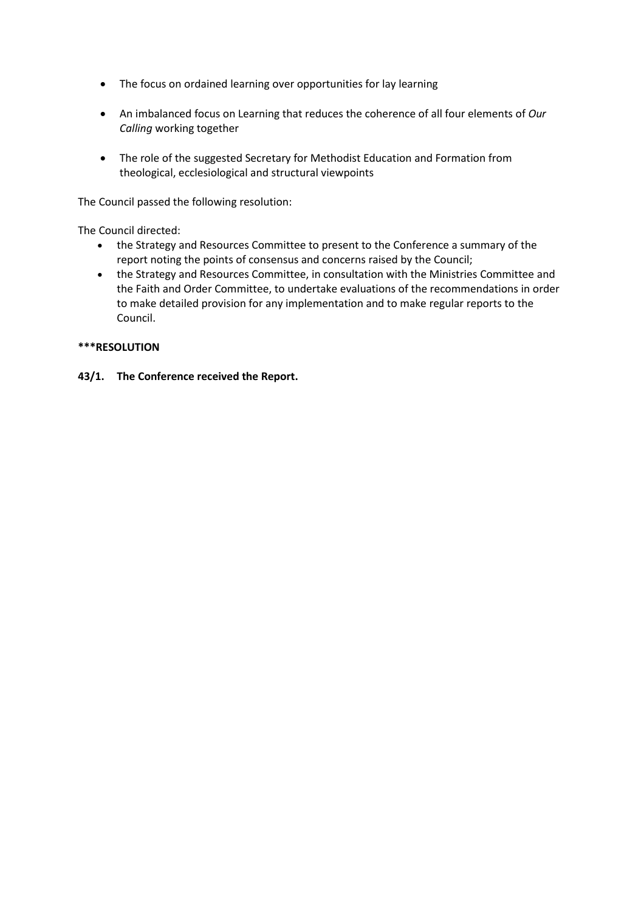- The focus on ordained learning over opportunities for lay learning

- An imbalanced focus on Learning that reduces the coherence of all four elements of *Our Calling* working together

- The role of the suggested Secretary for Methodist Education and Formation from theological, ecclesiological and structural viewpoints

The Council passed the following resolution:

The Council directed:

- the Strategy and Resources Committee to present to the Conference a summary of the report noting the points of consensus and concerns raised by the Council;
- the Strategy and Resources Committee, in consultation with the Ministries Committee and the Faith and Order Committee, to undertake evaluations of the recommendations in order to make detailed provision for any implementation and to make regular reports to the Council.

**\*\*\*RESOLUTION**

**43/1. The Conference received the Report.**